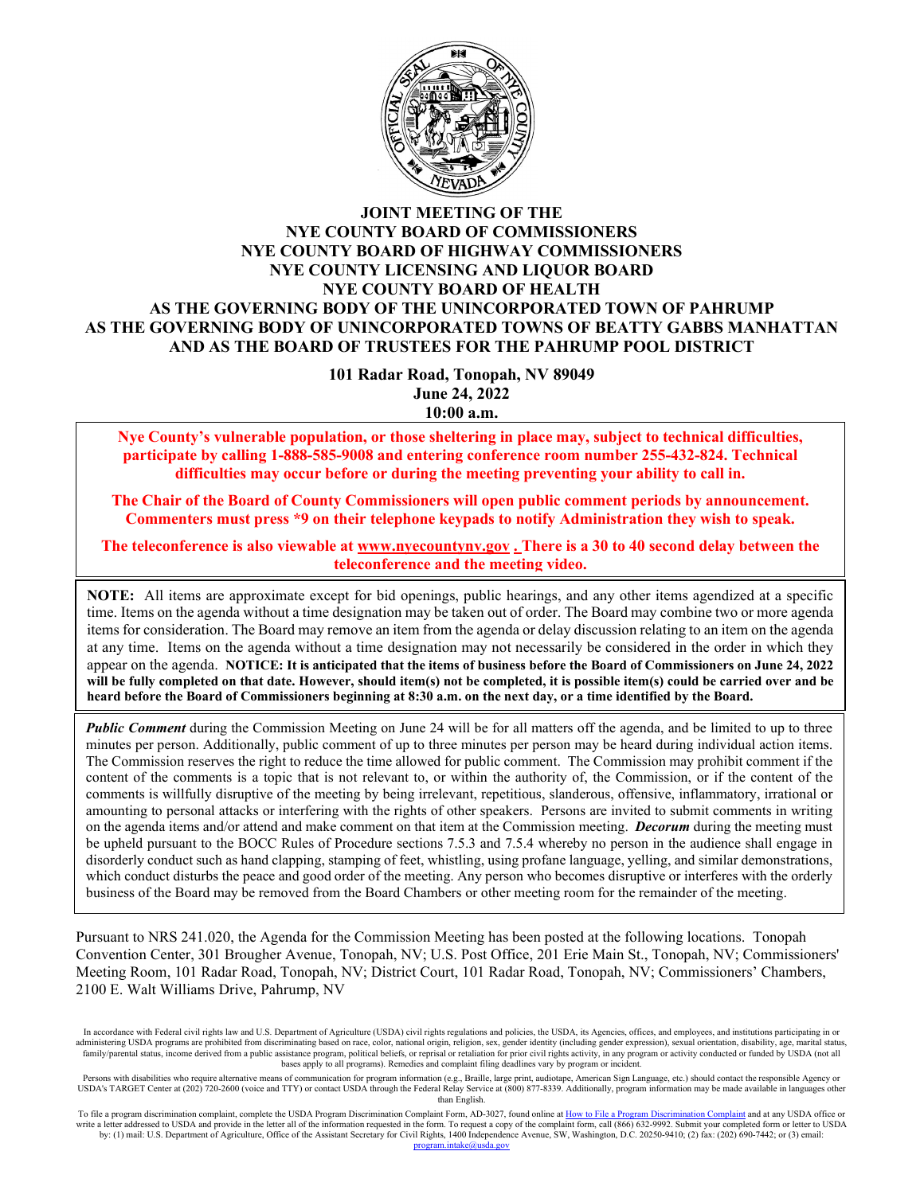# JOINT MEETING OF THE
# NYE COUNTY BOARD OF COMMISSIONERS
# NYE COUNTY BOARD OF HIGHWAY COMMISSIONERS
# NYE COUNTY LICENSING AND LIQUOR BOARD
# NYE COUNTY BOARD OF HEALTH
# AS THE GOVERNING BODY OF THE UNINCORPORATED TOWN OF PAHRUMP
# AS THE GOVERNING BODY OF UNINCORPORATED TOWNS OF BEATTY GABBS MANHATTAN
# AND AS THE BOARD OF TRUSTEES FOR THE PAHRUMP POOL DISTRICT

**101 Radar Road, Tonopah, NV 89049**
**June 24, 2022**
**10:00 a.m.**

**Nye County's vulnerable population, or those sheltering in place may, subject to technical difficulties, participate by calling 1-888-585-9008 and entering conference room number 255-432-824. Technical difficulties may occur before or during the meeting preventing your ability to call in.**

**The Chair of the Board of County Commissioners will open public comment periods by announcement. Commenters must press *9 on their telephone keypads to notify Administration they wish to speak.**

**The teleconference is also viewable at www.nyecountynv.gov . There is a 30 to 40 second delay between the teleconference and the meeting video.**

**NOTE:** All items are approximate except for bid openings, public hearings, and any other items agendized at a specific time. Items on the agenda without a time designation may be taken out of order. The Board may combine two or more agenda items for consideration. The Board may remove an item from the agenda or delay discussion relating to an item on the agenda at any time. Items on the agenda without a time designation may not necessarily be considered in the order in which they appear on the agenda. **NOTICE: It is anticipated that the items of business before the Board of Commissioners on June 24, 2022 will be fully completed on that date. However, should item(s) not be completed, it is possible item(s) could be carried over and be heard before the Board of Commissioners beginning at 8:30 a.m. on the next day, or a time identified by the Board.**

***Public Comment*** during the Commission Meeting on June 24 will be for all matters off the agenda, and be limited to up to three minutes per person. Additionally, public comment of up to three minutes per person may be heard during individual action items. The Commission reserves the right to reduce the time allowed for public comment. The Commission may prohibit comment if the content of the comments is a topic that is not relevant to, or within the authority of, the Commission, or if the content of the comments is willfully disruptive of the meeting by being irrelevant, repetitious, slanderous, offensive, inflammatory, irrational or amounting to personal attacks or interfering with the rights of other speakers. Persons are invited to submit comments in writing on the agenda items and/or attend and make comment on that item at the Commission meeting. ***Decorum*** during the meeting must be upheld pursuant to the BOCC Rules of Procedure sections 7.5.3 and 7.5.4 whereby no person in the audience shall engage in disorderly conduct such as hand clapping, stamping of feet, whistling, using profane language, yelling, and similar demonstrations, which conduct disturbs the peace and good order of the meeting. Any person who becomes disruptive or interferes with the orderly business of the Board may be removed from the Board Chambers or other meeting room for the remainder of the meeting.

Pursuant to NRS 241.020, the Agenda for the Commission Meeting has been posted at the following locations. Tonopah Convention Center, 301 Brougher Avenue, Tonopah, NV; U.S. Post Office, 201 Erie Main St., Tonopah, NV; Commissioners' Meeting Room, 101 Radar Road, Tonopah, NV; District Court, 101 Radar Road, Tonopah, NV; Commissioners' Chambers, 2100 E. Walt Williams Drive, Pahrump, NV

In accordance with Federal civil rights law and U.S. Department of Agriculture (USDA) civil rights regulations and policies, the USDA, its Agencies, offices, and employees, and institutions participating in or administering USDA programs are prohibited from discriminating based on race, color, national origin, religion, sex, gender identity (including gender expression), sexual orientation, disability, age, marital status, family/parental status, income derived from a public assistance program, political beliefs, or reprisal or retaliation for prior civil rights activity, in any program or activity conducted or funded by USDA (not all bases apply to all programs). Remedies and complaint filing deadlines vary by program or incident.

Persons with disabilities who require alternative means of communication for program information (e.g., Braille, large print, audiotape, American Sign Language, etc.) should contact the responsible Agency or USDA's TARGET Center at (202) 720-2600 (voice and TTY) or contact USDA through the Federal Relay Service at (800) 877-8339. Additionally, program information may be made available in languages other than English.

To file a program discrimination complaint, complete the USDA Program Discrimination Complaint Form, AD-3027, found online at How to File a Program Discrimination Complaint and at any USDA office or write a letter addressed to USDA and provide in the letter all of the information requested in the form. To request a copy of the complaint form, call (866) 632-9992. Submit your completed form or letter to USDA by: (1) mail: U.S. Department of Agriculture, Office of the Assistant Secretary for Civil Rights, 1400 Independence Avenue, SW, Washington, D.C. 20250-9410; (2) fax: (202) 690-7442; or (3) email: program.intake@usda.gov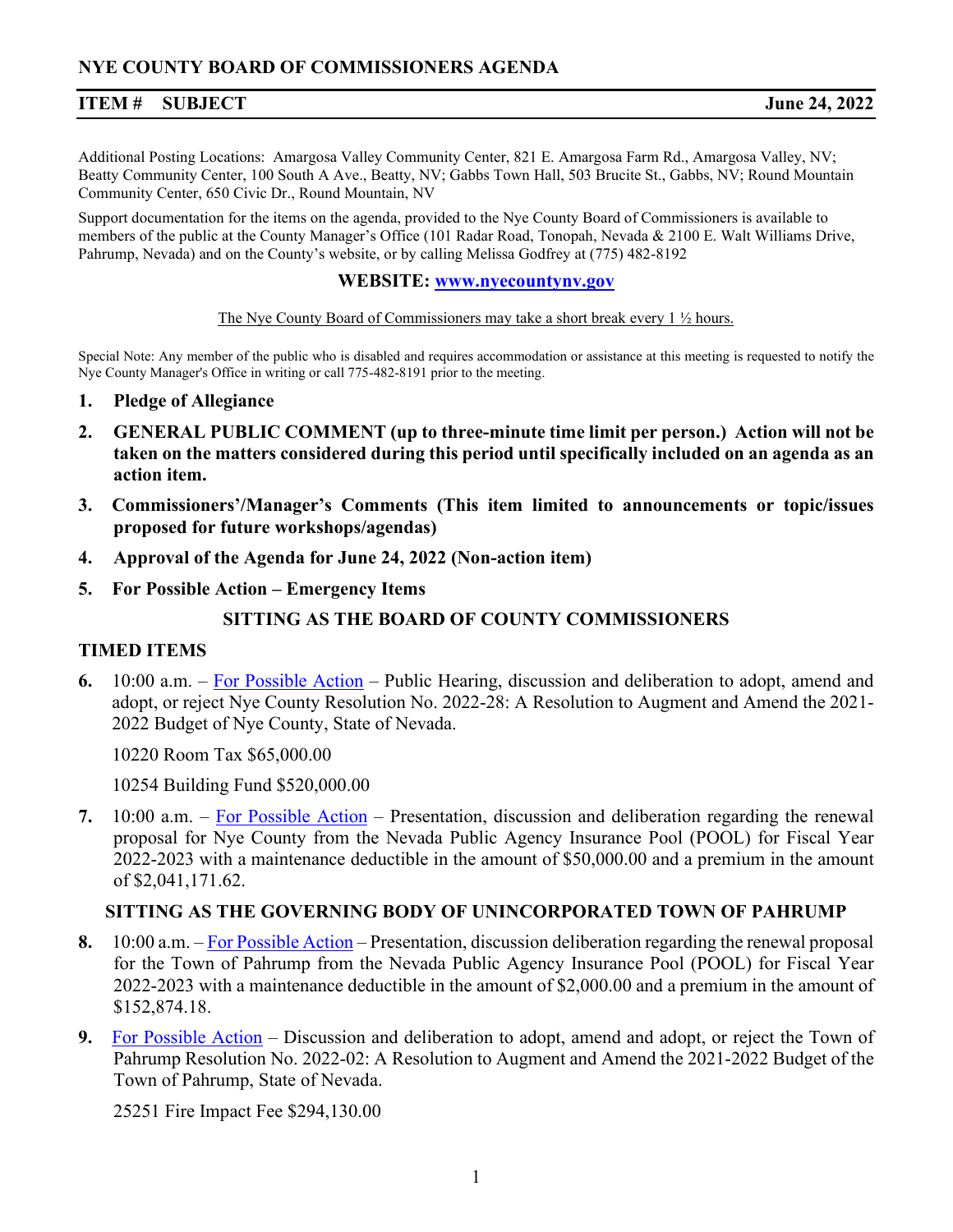## NYE COUNTY BOARD OF COMMISSIONERS AGENDA

**ITEM # SUBJECT** **June 24, 2022**

Additional Posting Locations: Amargosa Valley Community Center, 821 E. Amargosa Farm Rd., Amargosa Valley, NV; Beatty Community Center, 100 South A Ave., Beatty, NV; Gabbs Town Hall, 503 Brucite St., Gabbs, NV; Round Mountain Community Center, 650 Civic Dr., Round Mountain, NV

Support documentation for the items on the agenda, provided to the Nye County Board of Commissioners is available to members of the public at the County Manager's Office (101 Radar Road, Tonopah, Nevada & 2100 E. Walt Williams Drive, Pahrump, Nevada) and on the County's website, or by calling Melissa Godfrey at (775) 482-8192

**WEBSITE: www.nyecountynv.gov**

The Nye County Board of Commissioners may take a short break every 1 ½ hours.

Special Note: Any member of the public who is disabled and requires accommodation or assistance at this meeting is requested to notify the Nye County Manager's Office in writing or call 775-482-8191 prior to the meeting.

1. **Pledge of Allegiance**
2. **GENERAL PUBLIC COMMENT (up to three-minute time limit per person.) Action will not be taken on the matters considered during this period until specifically included on an agenda as an action item.**
3. **Commissioners'/Manager's Comments (This item limited to announcements or topic/issues proposed for future workshops/agendas)**
4. **Approval of the Agenda for June 24, 2022 (Non-action item)**
5. **For Possible Action – Emergency Items**

### SITTING AS THE BOARD OF COUNTY COMMISSIONERS

### TIMED ITEMS

6. 10:00 a.m. – For Possible Action – Public Hearing, discussion and deliberation to adopt, amend and adopt, or reject Nye County Resolution No. 2022-28: A Resolution to Augment and Amend the 2021-2022 Budget of Nye County, State of Nevada.

   10220 Room Tax $65,000.00

   10254 Building Fund $520,000.00

7. 10:00 a.m. – For Possible Action – Presentation, discussion and deliberation regarding the renewal proposal for Nye County from the Nevada Public Agency Insurance Pool (POOL) for Fiscal Year 2022-2023 with a maintenance deductible in the amount of $50,000.00 and a premium in the amount of $2,041,171.62.

### SITTING AS THE GOVERNING BODY OF UNINCORPORATED TOWN OF PAHRUMP

8. 10:00 a.m. – For Possible Action – Presentation, discussion deliberation regarding the renewal proposal for the Town of Pahrump from the Nevada Public Agency Insurance Pool (POOL) for Fiscal Year 2022-2023 with a maintenance deductible in the amount of $2,000.00 and a premium in the amount of $152,874.18.
9. For Possible Action – Discussion and deliberation to adopt, amend and adopt, or reject the Town of Pahrump Resolution No. 2022-02: A Resolution to Augment and Amend the 2021-2022 Budget of the Town of Pahrump, State of Nevada.

   25251 Fire Impact Fee $294,130.00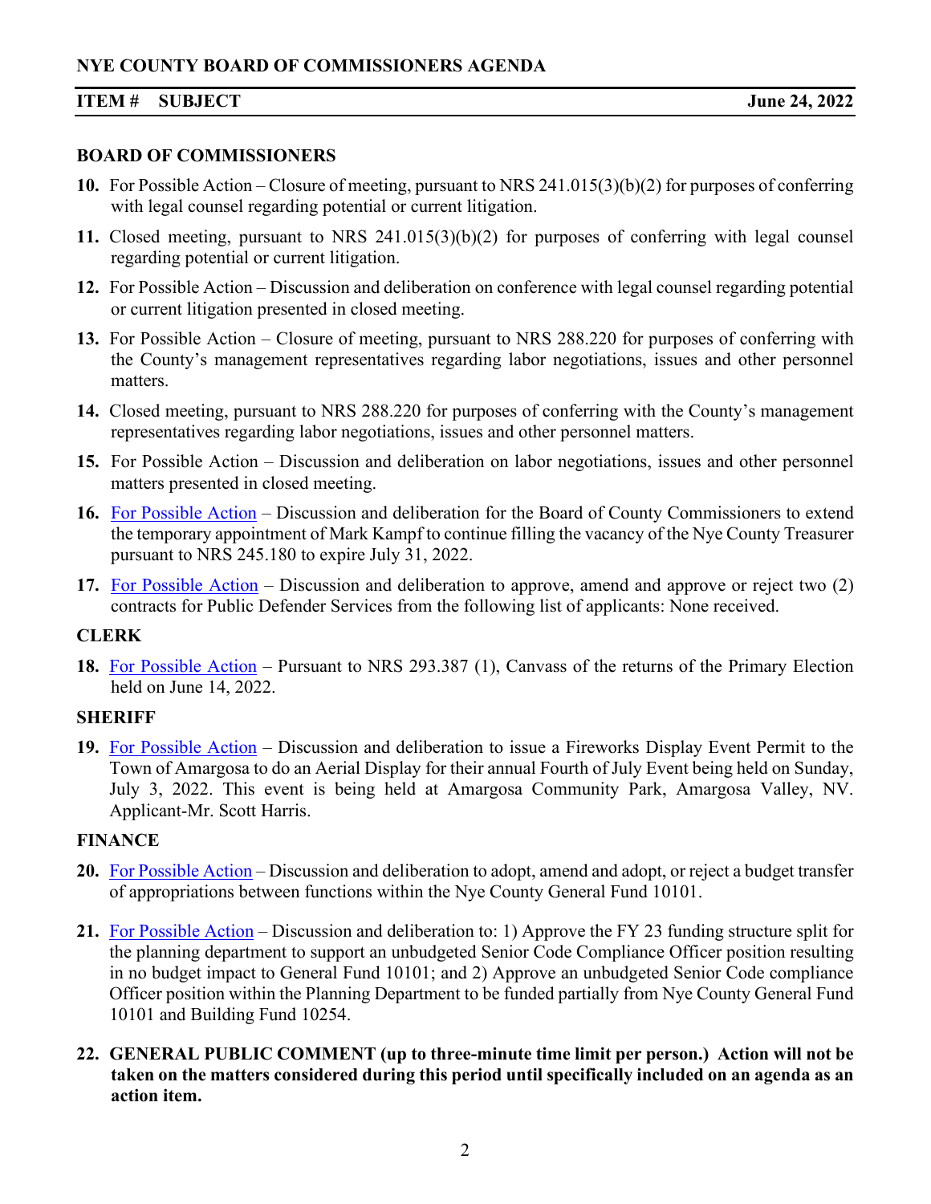## BOARD OF COMMISSIONERS

**10.** For Possible Action – Closure of meeting, pursuant to NRS 241.015(3)(b)(2) for purposes of conferring with legal counsel regarding potential or current litigation.

**11.** Closed meeting, pursuant to NRS 241.015(3)(b)(2) for purposes of conferring with legal counsel regarding potential or current litigation.

**12.** For Possible Action – Discussion and deliberation on conference with legal counsel regarding potential or current litigation presented in closed meeting.

**13.** For Possible Action – Closure of meeting, pursuant to NRS 288.220 for purposes of conferring with the County's management representatives regarding labor negotiations, issues and other personnel matters.

**14.** Closed meeting, pursuant to NRS 288.220 for purposes of conferring with the County's management representatives regarding labor negotiations, issues and other personnel matters.

**15.** For Possible Action – Discussion and deliberation on labor negotiations, issues and other personnel matters presented in closed meeting.

**16.** For Possible Action – Discussion and deliberation for the Board of County Commissioners to extend the temporary appointment of Mark Kampf to continue filling the vacancy of the Nye County Treasurer pursuant to NRS 245.180 to expire July 31, 2022.

**17.** For Possible Action – Discussion and deliberation to approve, amend and approve or reject two (2) contracts for Public Defender Services from the following list of applicants: None received.

## CLERK

**18.** For Possible Action – Pursuant to NRS 293.387 (1), Canvass of the returns of the Primary Election held on June 14, 2022.

## SHERIFF

**19.** For Possible Action – Discussion and deliberation to issue a Fireworks Display Event Permit to the Town of Amargosa to do an Aerial Display for their annual Fourth of July Event being held on Sunday, July 3, 2022. This event is being held at Amargosa Community Park, Amargosa Valley, NV. Applicant-Mr. Scott Harris.

## FINANCE

**20.** For Possible Action – Discussion and deliberation to adopt, amend and adopt, or reject a budget transfer of appropriations between functions within the Nye County General Fund 10101.

**21.** For Possible Action – Discussion and deliberation to: 1) Approve the FY 23 funding structure split for the planning department to support an unbudgeted Senior Code Compliance Officer position resulting in no budget impact to General Fund 10101; and 2) Approve an unbudgeted Senior Code compliance Officer position within the Planning Department to be funded partially from Nye County General Fund 10101 and Building Fund 10254.

**22. GENERAL PUBLIC COMMENT (up to three-minute time limit per person.) Action will not be taken on the matters considered during this period until specifically included on an agenda as an action item.**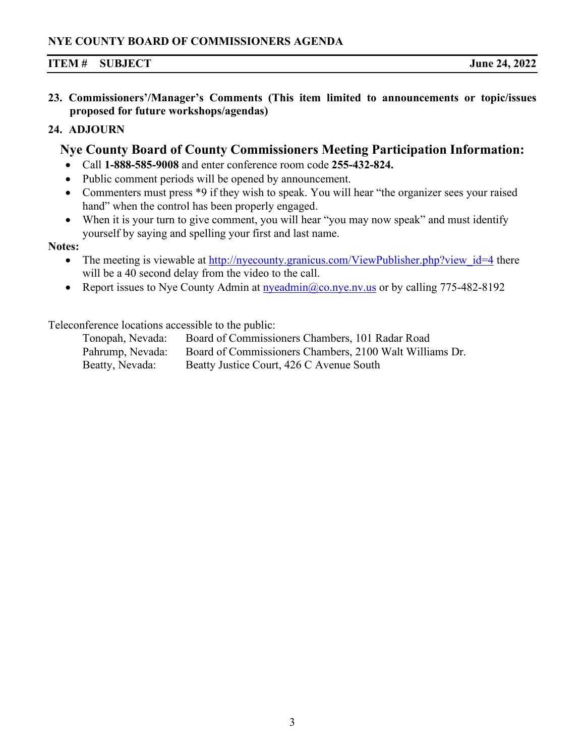**NYE COUNTY BOARD OF COMMISSIONERS AGENDA**

| **ITEM #** | **SUBJECT** | **June 24, 2022** |
|---|---|---|

**23. Commissioners'/Manager's Comments (This item limited to announcements or topic/issues proposed for future workshops/agendas)**

**24. ADJOURN**

## Nye County Board of County Commissioners Meeting Participation Information:

- Call **1-888-585-9008** and enter conference room code **255-432-824.**
- Public comment periods will be opened by announcement.
- Commenters must press *9 if they wish to speak. You will hear "the organizer sees your raised hand" when the control has been properly engaged.
- When it is your turn to give comment, you will hear "you may now speak" and must identify yourself by saying and spelling your first and last name.

**Notes:**

- The meeting is viewable at http://nyecounty.granicus.com/ViewPublisher.php?view_id=4 there will be a 40 second delay from the video to the call.
- Report issues to Nye County Admin at nyeadmin@co.nye.nv.us or by calling 775-482-8192

Teleconference locations accessible to the public:

| | |
|---|---|
| Tonopah, Nevada: | Board of Commissioners Chambers, 101 Radar Road |
| Pahrump, Nevada: | Board of Commissioners Chambers, 2100 Walt Williams Dr. |
| Beatty, Nevada: | Beatty Justice Court, 426 C Avenue South |